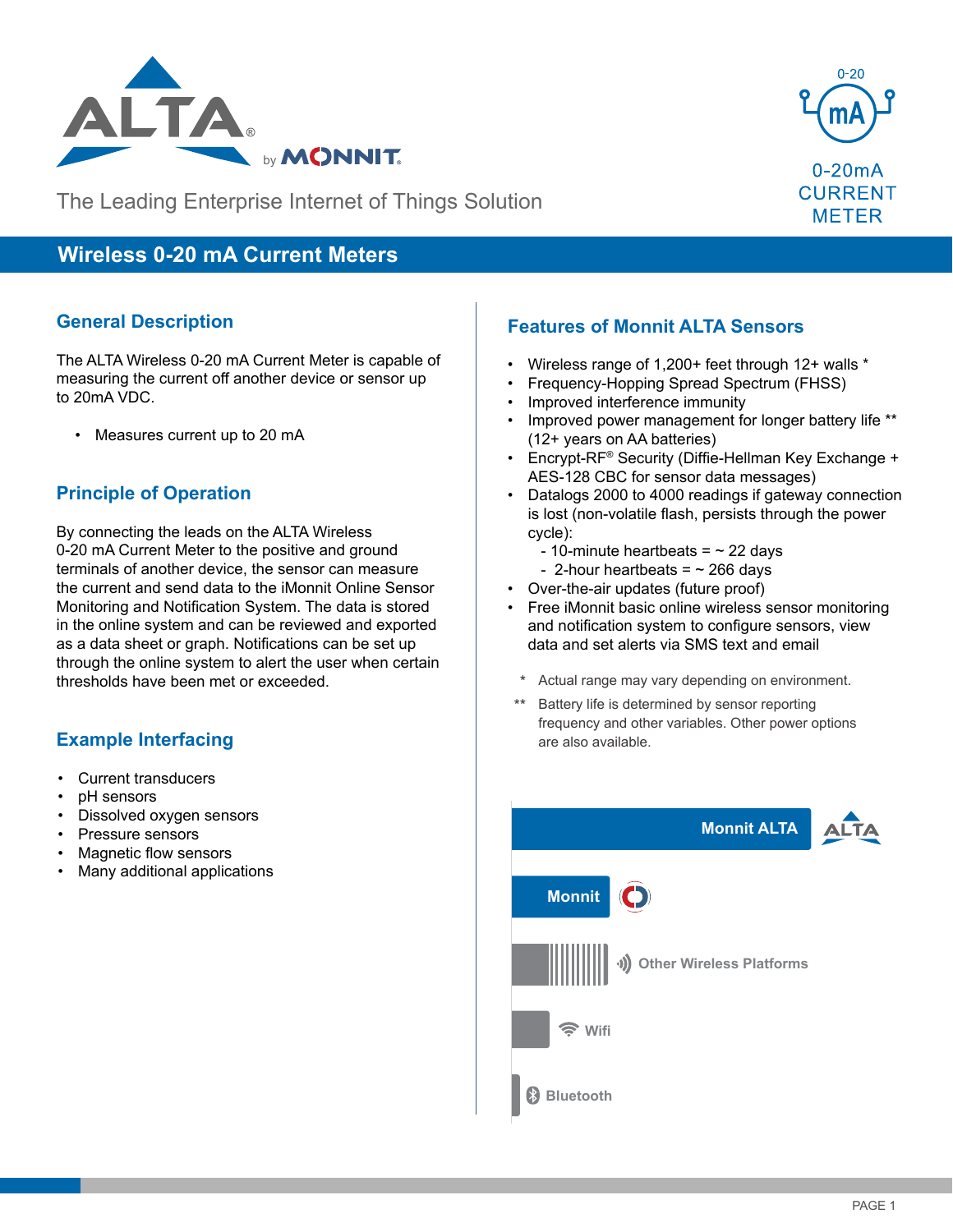# ALTA by MONNIT

The Leading Enterprise Internet of Things Solution

0-20mA CURRENT METER

## Wireless 0-20 mA Current Meters

### General Description

The ALTA Wireless 0-20 mA Current Meter is capable of measuring the current off another device or sensor up to 20mA VDC.

- Measures current up to 20 mA

### Principle of Operation

By connecting the leads on the ALTA Wireless 0-20 mA Current Meter to the positive and ground terminals of another device, the sensor can measure the current and send data to the iMonnit Online Sensor Monitoring and Notification System. The data is stored in the online system and can be reviewed and exported as a data sheet or graph. Notifications can be set up through the online system to alert the user when certain thresholds have been met or exceeded.

### Example Interfacing

- Current transducers
- pH sensors
- Dissolved oxygen sensors
- Pressure sensors
- Magnetic flow sensors
- Many additional applications

### Features of Monnit ALTA Sensors

- Wireless range of 1,200+ feet through 12+ walls *
- Frequency-Hopping Spread Spectrum (FHSS)
- Improved interference immunity
- Improved power management for longer battery life ** (12+ years on AA batteries)
- Encrypt-RF® Security (Diffie-Hellman Key Exchange + AES-128 CBC for sensor data messages)
- Datalogs 2000 to 4000 readings if gateway connection is lost (non-volatile flash, persists through the power cycle):
  - 10-minute heartbeats = ~ 22 days
  - 2-hour heartbeats = ~ 266 days
- Over-the-air updates (future proof)
- Free iMonnit basic online wireless sensor monitoring and notification system to configure sensors, view data and set alerts via SMS text and email

\* Actual range may vary depending on environment.

\*\* Battery life is determined by sensor reporting frequency and other variables. Other power options are also available.

Monnit ALTA

Monnit

Other Wireless Platforms

Wifi

Bluetooth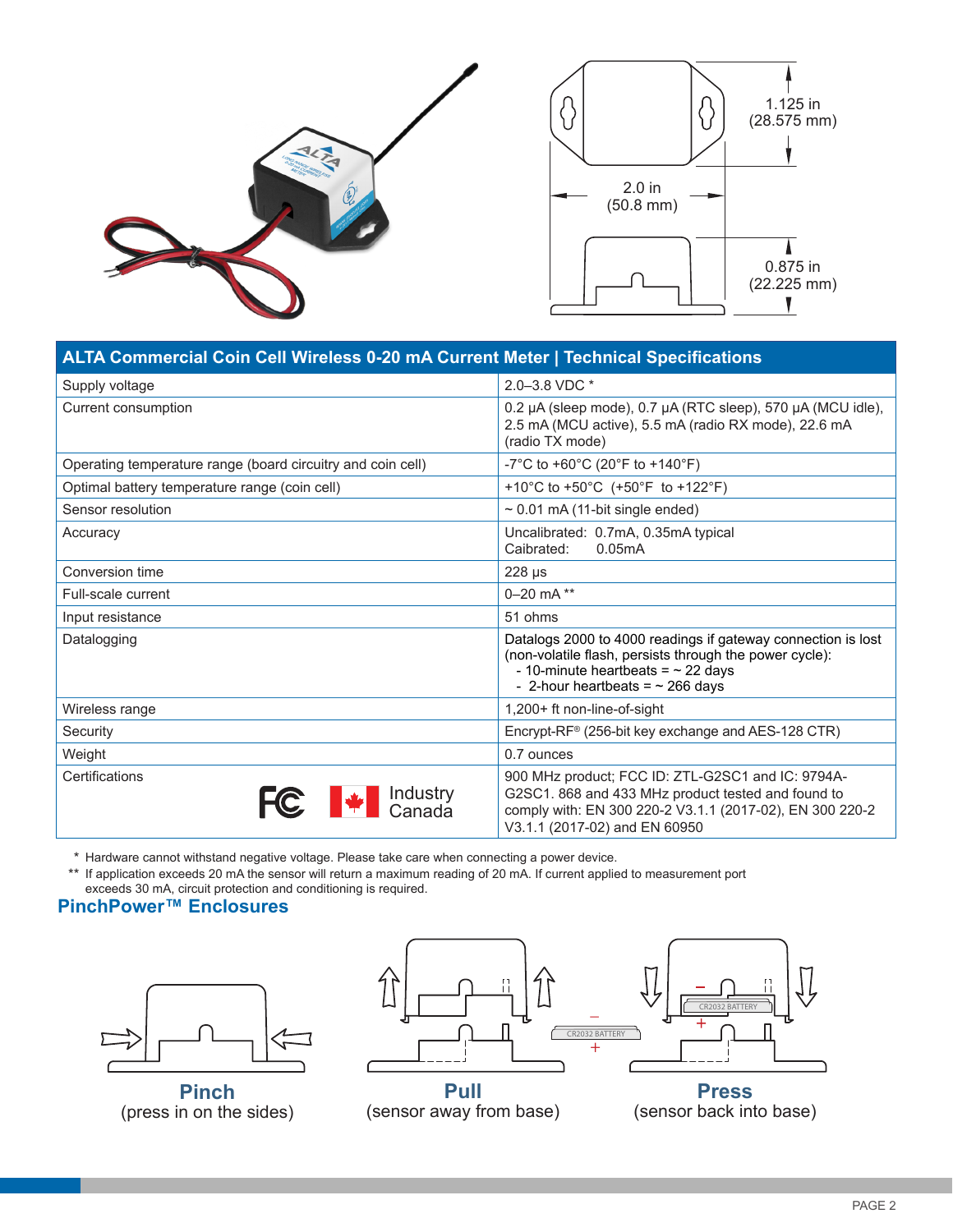1.125 in (28.575 mm)

2.0 in (50.8 mm)

0.875 in (22.225 mm)

| ALTA Commercial Coin Cell Wireless 0-20 mA Current Meter \| Technical Specifications | |
|---|---|
| Supply voltage | 2.0–3.8 VDC * |
| Current consumption | 0.2 µA (sleep mode), 0.7 µA (RTC sleep), 570 µA (MCU idle), 2.5 mA (MCU active), 5.5 mA (radio RX mode), 22.6 mA (radio TX mode) |
| Operating temperature range (board circuitry and coin cell) | -7°C to +60°C (20°F to +140°F) |
| Optimal battery temperature range (coin cell) | +10°C to +50°C (+50°F to +122°F) |
| Sensor resolution | ~ 0.01 mA (11-bit single ended) |
| Accuracy | Uncalibrated: 0.7mA, 0.35mA typical<br>Caibrated: 0.05mA |
| Conversion time | 228 µs |
| Full-scale current | 0–20 mA ** |
| Input resistance | 51 ohms |
| Datalogging | Datalogs 2000 to 4000 readings if gateway connection is lost (non-volatile flash, persists through the power cycle):<br>- 10-minute heartbeats = ~ 22 days<br>- 2-hour heartbeats = ~ 266 days |
| Wireless range | 1,200+ ft non-line-of-sight |
| Security | Encrypt-RF® (256-bit key exchange and AES-128 CTR) |
| Weight | 0.7 ounces |
| Certifications (FCC, Industry Canada) | 900 MHz product; FCC ID: ZTL-G2SC1 and IC: 9794A-G2SC1. 868 and 433 MHz product tested and found to comply with: EN 300 220-2 V3.1.1 (2017-02), EN 300 220-2 V3.1.1 (2017-02) and EN 60950 |

\* Hardware cannot withstand negative voltage. Please take care when connecting a power device.

\*\* If application exceeds 20 mA the sensor will return a maximum reading of 20 mA. If current applied to measurement port exceeds 30 mA, circuit protection and conditioning is required.

## PinchPower™ Enclosures

**Pinch**
(press in on the sides)

**Pull**
(sensor away from base)

**Press**
(sensor back into base)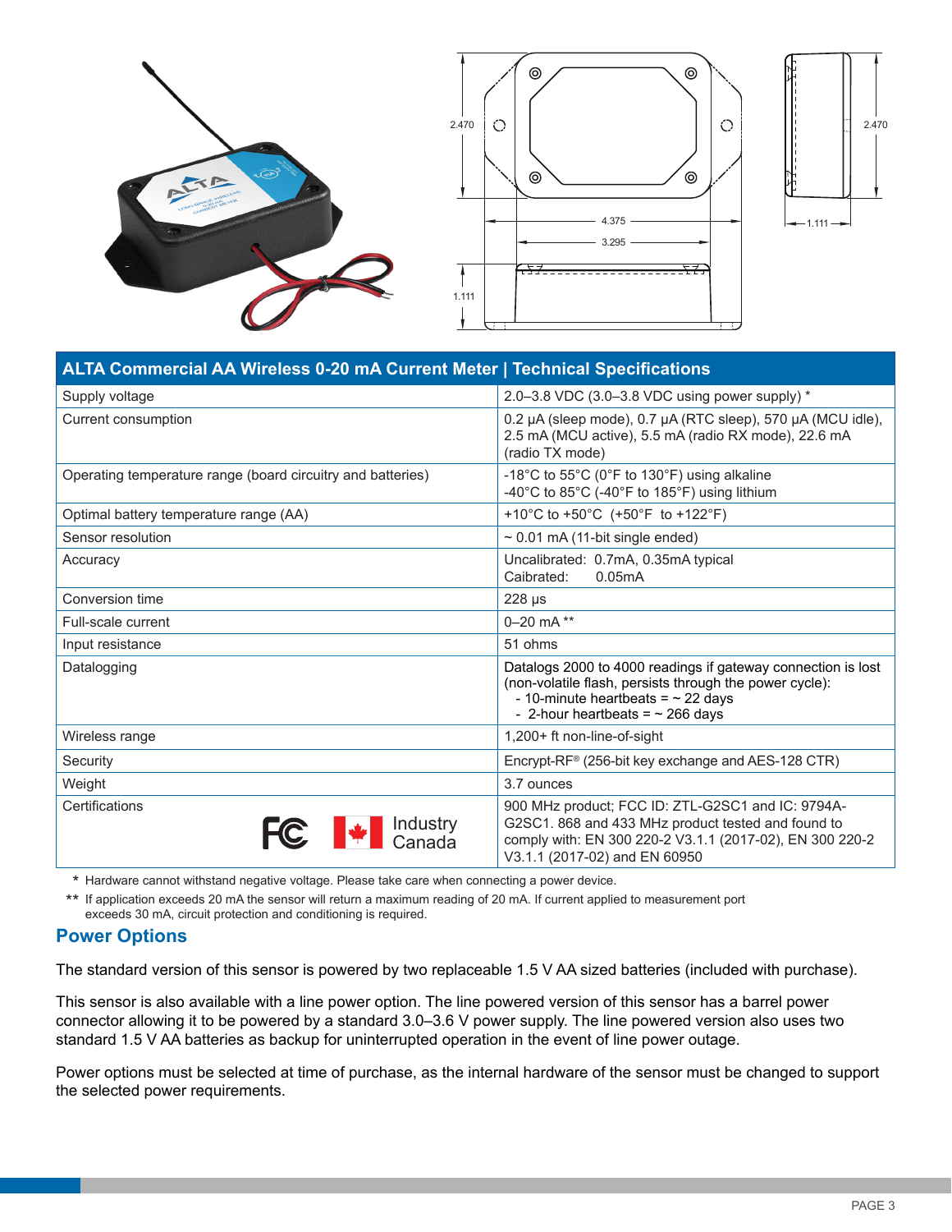| ALTA Commercial AA Wireless 0-20 mA Current Meter \| Technical Specifications | |
|---|---|
| Supply voltage | 2.0–3.8 VDC (3.0–3.8 VDC using power supply) * |
| Current consumption | 0.2 µA (sleep mode), 0.7 µA (RTC sleep), 570 µA (MCU idle), 2.5 mA (MCU active), 5.5 mA (radio RX mode), 22.6 mA (radio TX mode) |
| Operating temperature range (board circuitry and batteries) | -18°C to 55°C (0°F to 130°F) using alkaline<br>-40°C to 85°C (-40°F to 185°F) using lithium |
| Optimal battery temperature range (AA) | +10°C to +50°C (+50°F to +122°F) |
| Sensor resolution | ~ 0.01 mA (11-bit single ended) |
| Accuracy | Uncalibrated: 0.7mA, 0.35mA typical<br>Caibrated: 0.05mA |
| Conversion time | 228 µs |
| Full-scale current | 0–20 mA ** |
| Input resistance | 51 ohms |
| Datalogging | Datalogs 2000 to 4000 readings if gateway connection is lost (non-volatile flash, persists through the power cycle):<br>- 10-minute heartbeats = ~ 22 days<br>- 2-hour heartbeats = ~ 266 days |
| Wireless range | 1,200+ ft non-line-of-sight |
| Security | Encrypt-RF® (256-bit key exchange and AES-128 CTR) |
| Weight | 3.7 ounces |
| Certifications<br>FC Industry Canada | 900 MHz product; FCC ID: ZTL-G2SC1 and IC: 9794A-G2SC1. 868 and 433 MHz product tested and found to comply with: EN 300 220-2 V3.1.1 (2017-02), EN 300 220-2 V3.1.1 (2017-02) and EN 60950 |

\* Hardware cannot withstand negative voltage. Please take care when connecting a power device.

\*\* If application exceeds 20 mA the sensor will return a maximum reading of 20 mA. If current applied to measurement port exceeds 30 mA, circuit protection and conditioning is required.

## Power Options

The standard version of this sensor is powered by two replaceable 1.5 V AA sized batteries (included with purchase).

This sensor is also available with a line power option. The line powered version of this sensor has a barrel power connector allowing it to be powered by a standard 3.0–3.6 V power supply. The line powered version also uses two standard 1.5 V AA batteries as backup for uninterrupted operation in the event of line power outage.

Power options must be selected at time of purchase, as the internal hardware of the sensor must be changed to support the selected power requirements.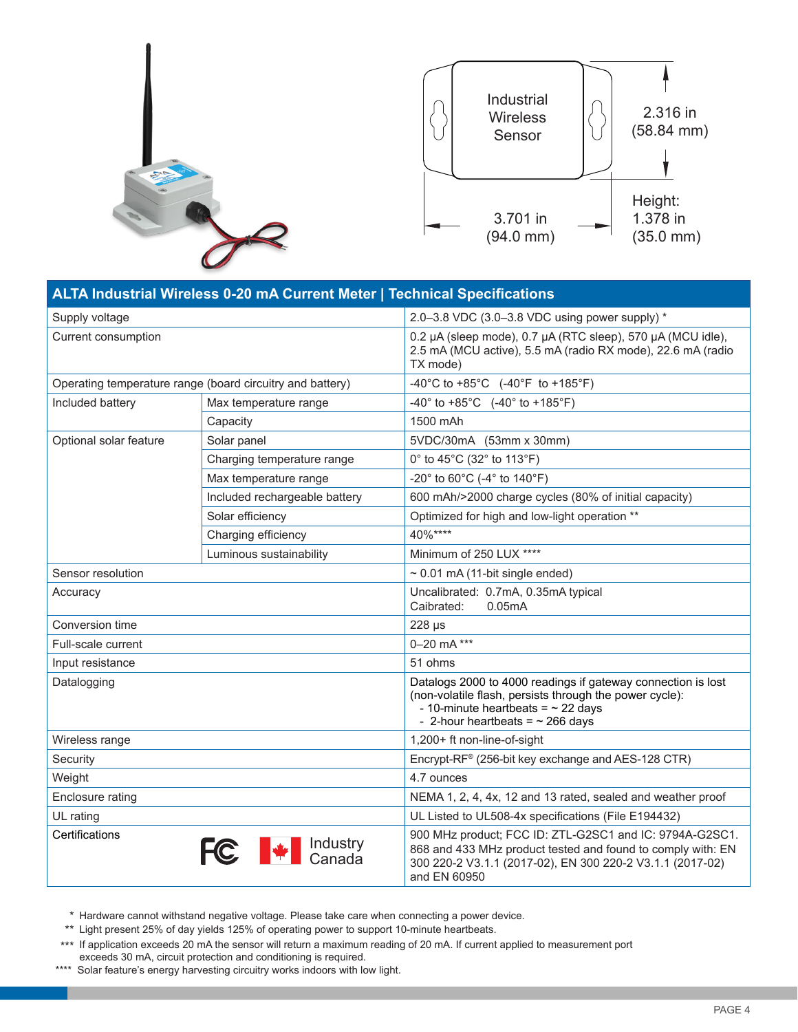Industrial Wireless Sensor

2.316 in (58.84 mm)

3.701 in (94.0 mm)

Height: 1.378 in (35.0 mm)

## ALTA Industrial Wireless 0-20 mA Current Meter | Technical Specifications

| | | |
|---|---|---|
| Supply voltage | | 2.0–3.8 VDC (3.0–3.8 VDC using power supply) * |
| Current consumption | | 0.2 µA (sleep mode), 0.7 µA (RTC sleep), 570 µA (MCU idle), 2.5 mA (MCU active), 5.5 mA (radio RX mode), 22.6 mA (radio TX mode) |
| Operating temperature range (board circuitry and battery) | | -40°C to +85°C (-40°F to +185°F) |
| Included battery | Max temperature range | -40° to +85°C (-40° to +185°F) |
| | Capacity | 1500 mAh |
| Optional solar feature | Solar panel | 5VDC/30mA (53mm x 30mm) |
| | Charging temperature range | 0° to 45°C (32° to 113°F) |
| | Max temperature range | -20° to 60°C (-4° to 140°F) |
| | Included rechargeable battery | 600 mAh/>2000 charge cycles (80% of initial capacity) |
| | Solar efficiency | Optimized for high and low-light operation ** |
| | Charging efficiency | 40%**** |
| | Luminous sustainability | Minimum of 250 LUX **** |
| Sensor resolution | | ~ 0.01 mA (11-bit single ended) |
| Accuracy | | Uncalibrated: 0.7mA, 0.35mA typical<br>Caibrated: 0.05mA |
| Conversion time | | 228 µs |
| Full-scale current | | 0–20 mA *** |
| Input resistance | | 51 ohms |
| Datalogging | | Datalogs 2000 to 4000 readings if gateway connection is lost (non-volatile flash, persists through the power cycle):<br>- 10-minute heartbeats = ~ 22 days<br>- 2-hour heartbeats = ~ 266 days |
| Wireless range | | 1,200+ ft non-line-of-sight |
| Security | | Encrypt-RF® (256-bit key exchange and AES-128 CTR) |
| Weight | | 4.7 ounces |
| Enclosure rating | | NEMA 1, 2, 4, 4x, 12 and 13 rated, sealed and weather proof |
| UL rating | | UL Listed to UL508-4x specifications (File E194432) |
| Certifications | FC, Industry Canada | 900 MHz product; FCC ID: ZTL-G2SC1 and IC: 9794A-G2SC1. 868 and 433 MHz product tested and found to comply with: EN 300 220-2 V3.1.1 (2017-02), EN 300 220-2 V3.1.1 (2017-02) and EN 60950 |

\* Hardware cannot withstand negative voltage. Please take care when connecting a power device.

** Light present 25% of day yields 125% of operating power to support 10-minute heartbeats.

*** If application exceeds 20 mA the sensor will return a maximum reading of 20 mA. If current applied to measurement port exceeds 30 mA, circuit protection and conditioning is required.

**** Solar feature's energy harvesting circuitry works indoors with low light.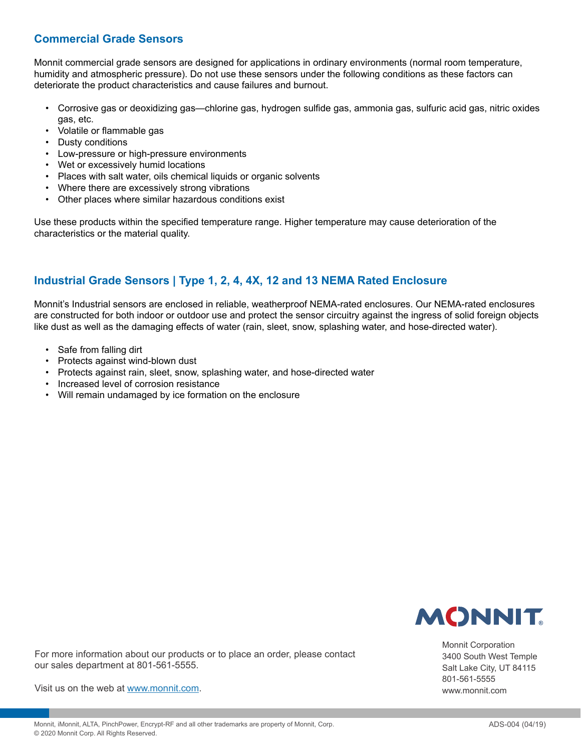## Commercial Grade Sensors

Monnit commercial grade sensors are designed for applications in ordinary environments (normal room temperature, humidity and atmospheric pressure). Do not use these sensors under the following conditions as these factors can deteriorate the product characteristics and cause failures and burnout.

- Corrosive gas or deoxidizing gas—chlorine gas, hydrogen sulfide gas, ammonia gas, sulfuric acid gas, nitric oxides gas, etc.
- Volatile or flammable gas
- Dusty conditions
- Low-pressure or high-pressure environments
- Wet or excessively humid locations
- Places with salt water, oils chemical liquids or organic solvents
- Where there are excessively strong vibrations
- Other places where similar hazardous conditions exist

Use these products within the specified temperature range. Higher temperature may cause deterioration of the characteristics or the material quality.

## Industrial Grade Sensors | Type 1, 2, 4, 4X, 12 and 13 NEMA Rated Enclosure

Monnit's Industrial sensors are enclosed in reliable, weatherproof NEMA-rated enclosures. Our NEMA-rated enclosures are constructed for both indoor or outdoor use and protect the sensor circuitry against the ingress of solid foreign objects like dust as well as the damaging effects of water (rain, sleet, snow, splashing water, and hose-directed water).

- Safe from falling dirt
- Protects against wind-blown dust
- Protects against rain, sleet, snow, splashing water, and hose-directed water
- Increased level of corrosion resistance
- Will remain undamaged by ice formation on the enclosure

For more information about our products or to place an order, please contact our sales department at 801-561-5555.

Visit us on the web at [www.monnit.com](http://www.monnit.com).

MONNIT®

Monnit Corporation
3400 South West Temple
Salt Lake City, UT 84115
801-561-5555
www.monnit.com

Monnit, iMonnit, ALTA, PinchPower, Encrypt-RF and all other trademarks are property of Monnit, Corp.
© 2020 Monnit Corp. All Rights Reserved.

ADS-004 (04/19)